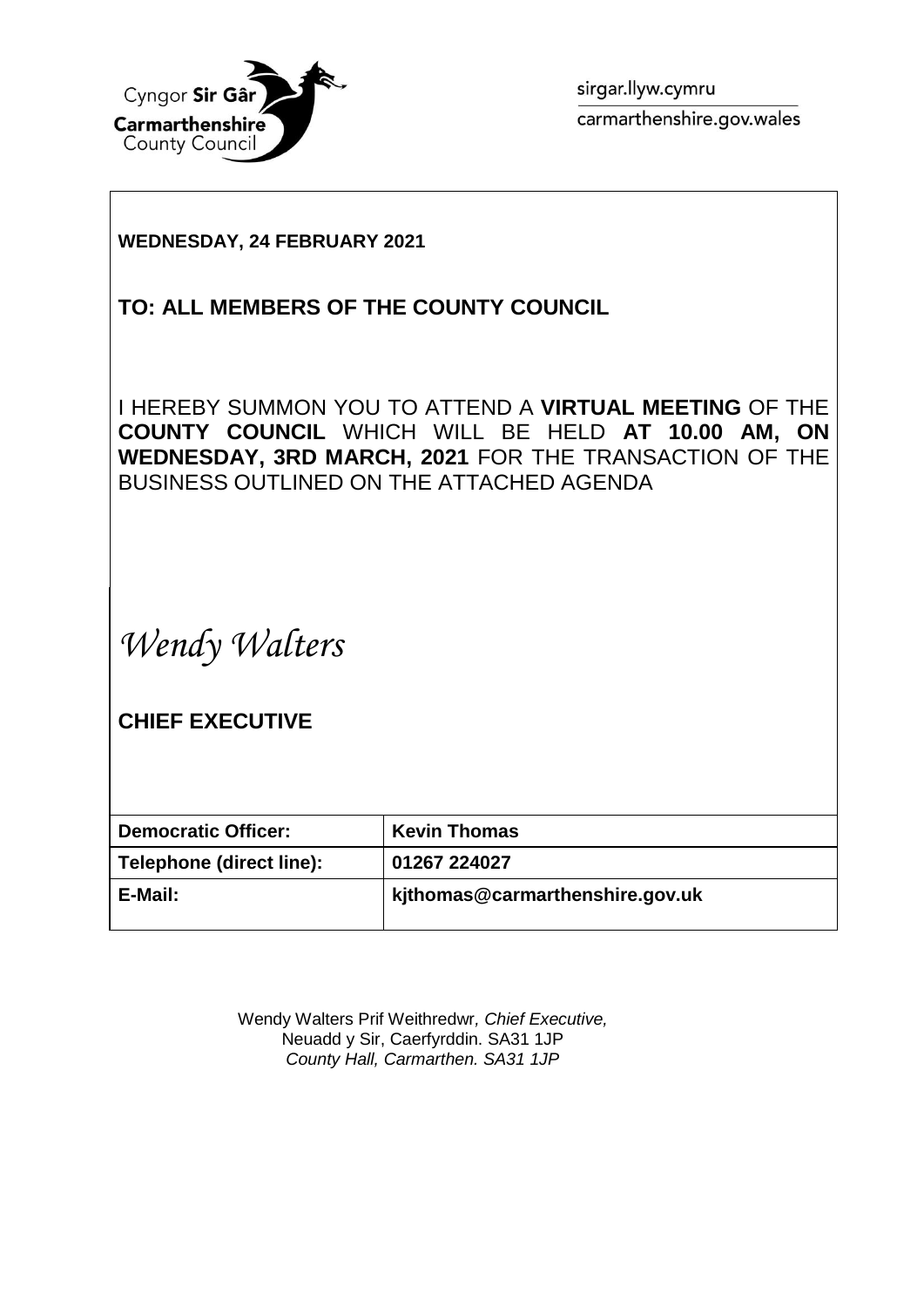Cyngor **Sir Gâr**
**Carmarthenshire**
County Council

sirgar.llyw.cymru
carmarthenshire.gov.wales

**WEDNESDAY, 24 FEBRUARY 2021**

## TO: ALL MEMBERS OF THE COUNTY COUNCIL

I HEREBY SUMMON YOU TO ATTEND A **VIRTUAL MEETING** OF THE **COUNTY COUNCIL** WHICH WILL BE HELD **AT 10.00 AM, ON WEDNESDAY, 3RD MARCH, 2021** FOR THE TRANSACTION OF THE BUSINESS OUTLINED ON THE ATTACHED AGENDA

*Wendy Walters*

**CHIEF EXECUTIVE**

| **Democratic Officer:** | **Kevin Thomas** |
|---|---|
| **Telephone (direct line):** | **01267 224027** |
| **E-Mail:** | **kjthomas@carmarthenshire.gov.uk** |

Wendy Walters Prif Weithredwr, *Chief Executive,*
Neuadd y Sir, Caerfyrddin. SA31 1JP
*County Hall, Carmarthen. SA31 1JP*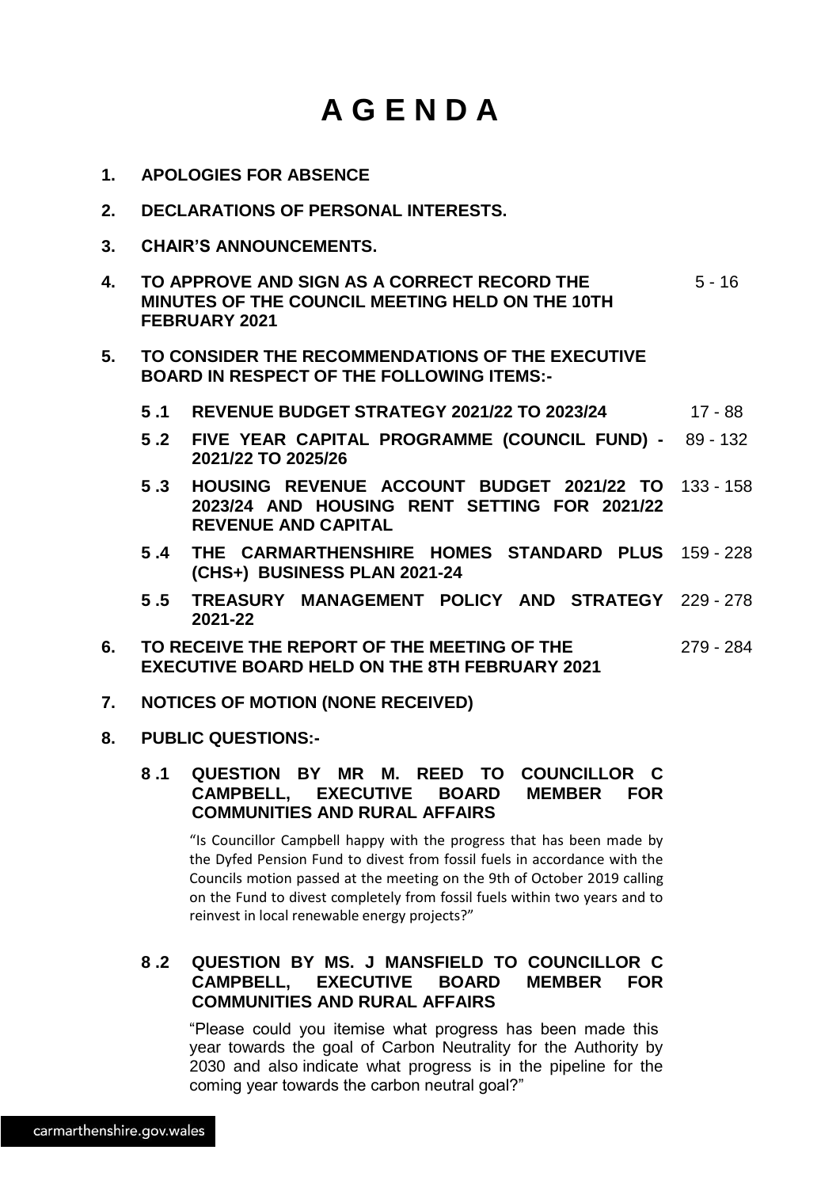# A G E N D A

1. **APOLOGIES FOR ABSENCE**

2. **DECLARATIONS OF PERSONAL INTERESTS.**

3. **CHAIR'S ANNOUNCEMENTS.**

4. **TO APPROVE AND SIGN AS A CORRECT RECORD THE MINUTES OF THE COUNCIL MEETING HELD ON THE 10TH FEBRUARY 2021** — 5 - 16

5. **TO CONSIDER THE RECOMMENDATIONS OF THE EXECUTIVE BOARD IN RESPECT OF THE FOLLOWING ITEMS:-**

   **5 .1 REVENUE BUDGET STRATEGY 2021/22 TO 2023/24** — 17 - 88

   **5 .2 FIVE YEAR CAPITAL PROGRAMME (COUNCIL FUND) - 2021/22 TO 2025/26** — 89 - 132

   **5 .3 HOUSING REVENUE ACCOUNT BUDGET 2021/22 TO 2023/24 AND HOUSING RENT SETTING FOR 2021/22 REVENUE AND CAPITAL** — 133 - 158

   **5 .4 THE CARMARTHENSHIRE HOMES STANDARD PLUS (CHS+) BUSINESS PLAN 2021-24** — 159 - 228

   **5 .5 TREASURY MANAGEMENT POLICY AND STRATEGY 2021-22** — 229 - 278

6. **TO RECEIVE THE REPORT OF THE MEETING OF THE EXECUTIVE BOARD HELD ON THE 8TH FEBRUARY 2021** — 279 - 284

7. **NOTICES OF MOTION (NONE RECEIVED)**

8. **PUBLIC QUESTIONS:-**

   **8 .1 QUESTION BY MR M. REED TO COUNCILLOR C CAMPBELL, EXECUTIVE BOARD MEMBER FOR COMMUNITIES AND RURAL AFFAIRS**

   "Is Councillor Campbell happy with the progress that has been made by the Dyfed Pension Fund to divest from fossil fuels in accordance with the Councils motion passed at the meeting on the 9th of October 2019 calling on the Fund to divest completely from fossil fuels within two years and to reinvest in local renewable energy projects?"

   **8 .2 QUESTION BY MS. J MANSFIELD TO COUNCILLOR C CAMPBELL, EXECUTIVE BOARD MEMBER FOR COMMUNITIES AND RURAL AFFAIRS**

   "Please could you itemise what progress has been made this year towards the goal of Carbon Neutrality for the Authority by 2030 and also indicate what progress is in the pipeline for the coming year towards the carbon neutral goal?"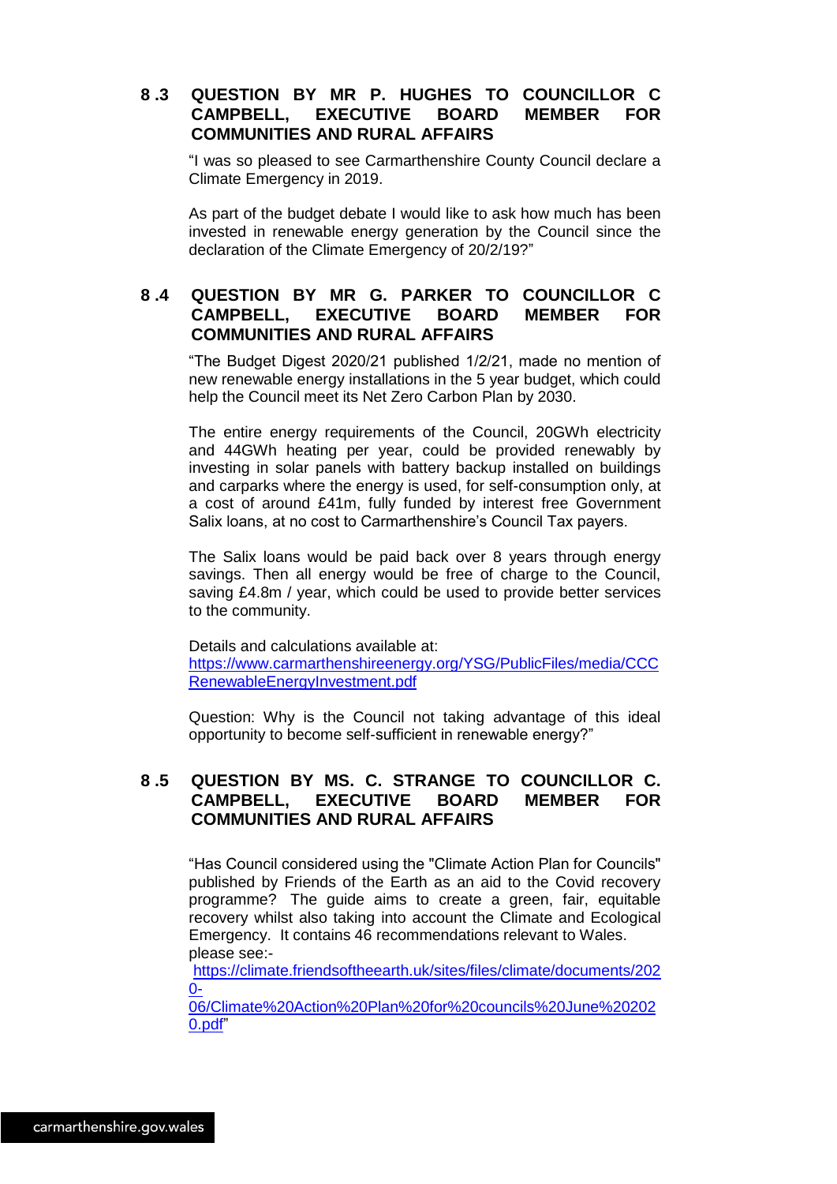## 8.3 QUESTION BY MR P. HUGHES TO COUNCILLOR C CAMPBELL, EXECUTIVE BOARD MEMBER FOR COMMUNITIES AND RURAL AFFAIRS

"I was so pleased to see Carmarthenshire County Council declare a Climate Emergency in 2019.

As part of the budget debate I would like to ask how much has been invested in renewable energy generation by the Council since the declaration of the Climate Emergency of 20/2/19?"

## 8.4 QUESTION BY MR G. PARKER TO COUNCILLOR C CAMPBELL, EXECUTIVE BOARD MEMBER FOR COMMUNITIES AND RURAL AFFAIRS

"The Budget Digest 2020/21 published 1/2/21, made no mention of new renewable energy installations in the 5 year budget, which could help the Council meet its Net Zero Carbon Plan by 2030.

The entire energy requirements of the Council, 20GWh electricity and 44GWh heating per year, could be provided renewably by investing in solar panels with battery backup installed on buildings and carparks where the energy is used, for self-consumption only, at a cost of around £41m, fully funded by interest free Government Salix loans, at no cost to Carmarthenshire's Council Tax payers.

The Salix loans would be paid back over 8 years through energy savings. Then all energy would be free of charge to the Council, saving £4.8m / year, which could be used to provide better services to the community.

Details and calculations available at:
https://www.carmarthenshireenergy.org/YSG/PublicFiles/media/CCCRenewableEnergyInvestment.pdf

Question: Why is the Council not taking advantage of this ideal opportunity to become self-sufficient in renewable energy?"

## 8.5 QUESTION BY MS. C. STRANGE TO COUNCILLOR C. CAMPBELL, EXECUTIVE BOARD MEMBER FOR COMMUNITIES AND RURAL AFFAIRS

"Has Council considered using the "Climate Action Plan for Councils" published by Friends of the Earth as an aid to the Covid recovery programme? The guide aims to create a green, fair, equitable recovery whilst also taking into account the Climate and Ecological Emergency. It contains 46 recommendations relevant to Wales.
please see:-
https://climate.friendsoftheearth.uk/sites/files/climate/documents/2020-06/Climate%20Action%20Plan%20for%20councils%20June%202020.pdf"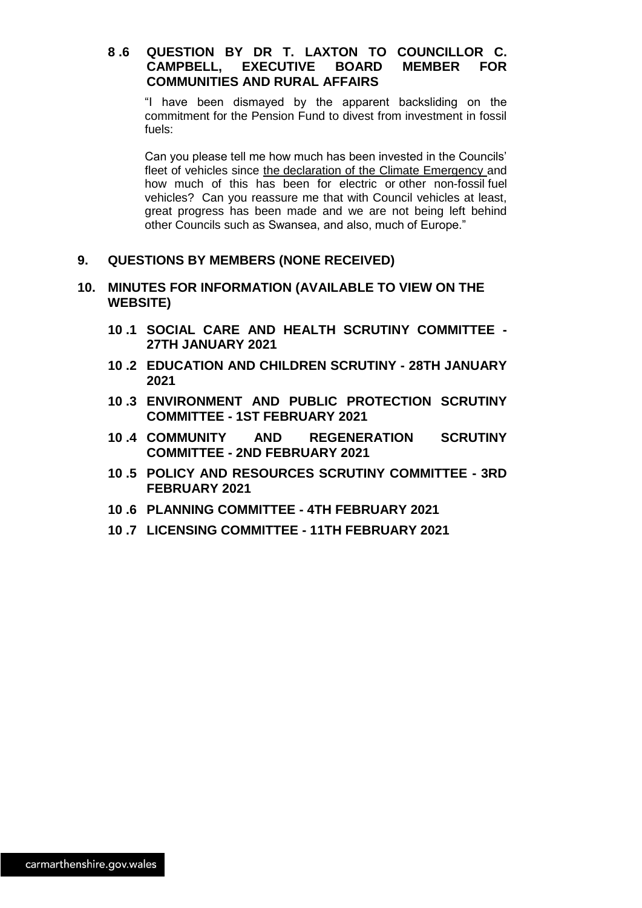### 8.6 QUESTION BY DR T. LAXTON TO COUNCILLOR C. CAMPBELL, EXECUTIVE BOARD MEMBER FOR COMMUNITIES AND RURAL AFFAIRS

"I have been dismayed by the apparent backsliding on the commitment for the Pension Fund to divest from investment in fossil fuels:

Can you please tell me how much has been invested in the Councils' fleet of vehicles since the declaration of the Climate Emergency and how much of this has been for electric or other non-fossil fuel vehicles? Can you reassure me that with Council vehicles at least, great progress has been made and we are not being left behind other Councils such as Swansea, and also, much of Europe."

## 9. QUESTIONS BY MEMBERS (NONE RECEIVED)

## 10. MINUTES FOR INFORMATION (AVAILABLE TO VIEW ON THE WEBSITE)

### 10.1 SOCIAL CARE AND HEALTH SCRUTINY COMMITTEE - 27TH JANUARY 2021

### 10.2 EDUCATION AND CHILDREN SCRUTINY - 28TH JANUARY 2021

### 10.3 ENVIRONMENT AND PUBLIC PROTECTION SCRUTINY COMMITTEE - 1ST FEBRUARY 2021

### 10.4 COMMUNITY AND REGENERATION SCRUTINY COMMITTEE - 2ND FEBRUARY 2021

### 10.5 POLICY AND RESOURCES SCRUTINY COMMITTEE - 3RD FEBRUARY 2021

### 10.6 PLANNING COMMITTEE - 4TH FEBRUARY 2021

### 10.7 LICENSING COMMITTEE - 11TH FEBRUARY 2021